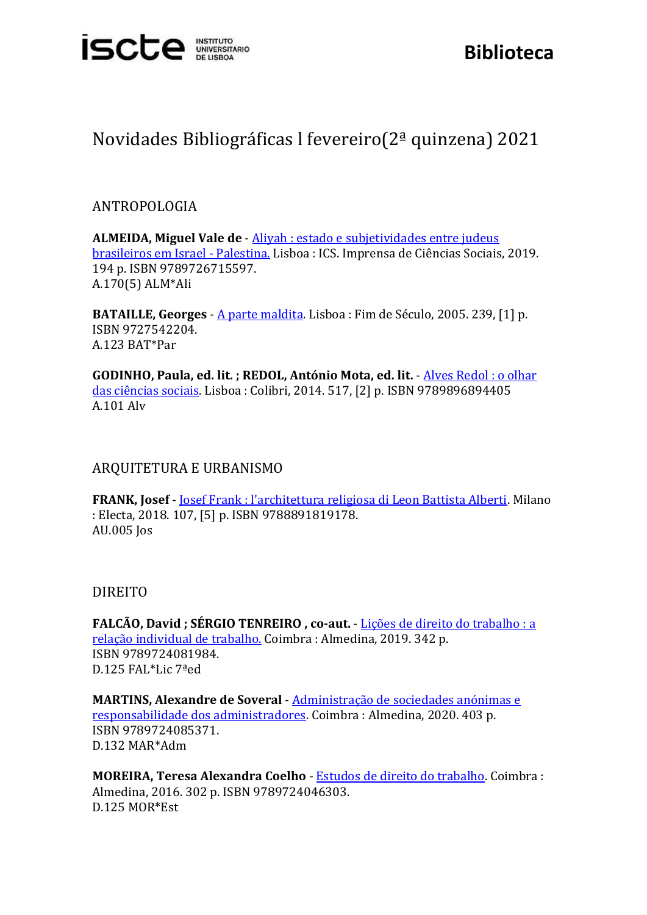# Novidades Bibliográficas l fevereiro(2ª quinzena) 2021

## ANTROPOLOGIA

**ALMEIDA, Miguel Vale de** - Aliyah : estado e subjetividades entre judeus brasileiros em Israel - Palestina. Lisboa : ICS. Imprensa de Ciências Sociais, 2019. 194 p. ISBN 9789726715597.
A.170(5) ALM*Ali

**BATAILLE, Georges** - A parte maldita. Lisboa : Fim de Século, 2005. 239, [1] p. ISBN 9727542204.
A.123 BAT*Par

**GODINHO, Paula, ed. lit. ; REDOL, António Mota, ed. lit.** - Alves Redol : o olhar das ciências sociais. Lisboa : Colibri, 2014. 517, [2] p. ISBN 9789896894405
A.101 Alv

## ARQUITETURA E URBANISMO

**FRANK, Josef** - Josef Frank : l'architettura religiosa di Leon Battista Alberti. Milano : Electa, 2018. 107, [5] p. ISBN 9788891819178.
AU.005 Jos

## DIREITO

**FALCÃO, David ; SÉRGIO TENREIRO , co-aut.** - Lições de direito do trabalho : a relação individual de trabalho. Coimbra : Almedina, 2019. 342 p. ISBN 9789724081984.
D.125 FAL*Lic 7ªed

**MARTINS, Alexandre de Soveral** - Administração de sociedades anónimas e responsabilidade dos administradores. Coimbra : Almedina, 2020. 403 p. ISBN 9789724085371.
D.132 MAR*Adm

**MOREIRA, Teresa Alexandra Coelho** - Estudos de direito do trabalho. Coimbra : Almedina, 2016. 302 p. ISBN 9789724046303.
D.125 MOR*Est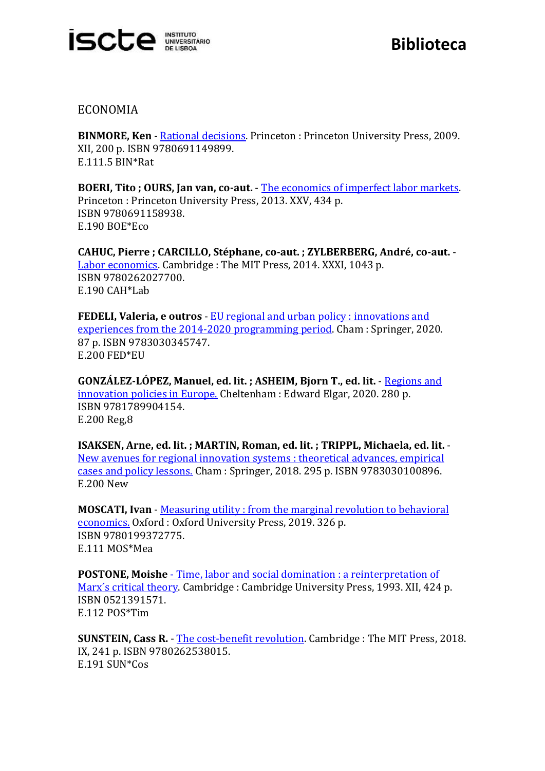ECONOMIA

**BINMORE, Ken** - Rational decisions. Princeton : Princeton University Press, 2009. XII, 200 p. ISBN 9780691149899.
E.111.5 BIN*Rat

**BOERI, Tito ; OURS, Jan van, co-aut.** - The economics of imperfect labor markets. Princeton : Princeton University Press, 2013. XXV, 434 p.
ISBN 9780691158938.
E.190 BOE*Eco

**CAHUC, Pierre ; CARCILLO, Stéphane, co-aut. ; ZYLBERBERG, André, co-aut.** - Labor economics. Cambridge : The MIT Press, 2014. XXXI, 1043 p.
ISBN 9780262027700.
E.190 CAH*Lab

**FEDELI, Valeria, e outros** - EU regional and urban policy : innovations and experiences from the 2014-2020 programming period. Cham : Springer, 2020. 87 p. ISBN 9783030345747.
E.200 FED*EU

**GONZÁLEZ-LÓPEZ, Manuel, ed. lit. ; ASHEIM, Bjorn T., ed. lit.** - Regions and innovation policies in Europe. Cheltenham : Edward Elgar, 2020. 280 p.
ISBN 9781789904154.
E.200 Reg,8

**ISAKSEN, Arne, ed. lit. ; MARTIN, Roman, ed. lit. ; TRIPPL, Michaela, ed. lit.** - New avenues for regional innovation systems : theoretical advances, empirical cases and policy lessons. Cham : Springer, 2018. 295 p. ISBN 9783030100896.
E.200 New

**MOSCATI, Ivan** - Measuring utility : from the marginal revolution to behavioral economics. Oxford : Oxford University Press, 2019. 326 p.
ISBN 9780199372775.
E.111 MOS*Mea

**POSTONE, Moishe** - Time, labor and social domination : a reinterpretation of Marx´s critical theory. Cambridge : Cambridge University Press, 1993. XII, 424 p.
ISBN 0521391571.
E.112 POS*Tim

**SUNSTEIN, Cass R.** - The cost-benefit revolution. Cambridge : The MIT Press, 2018. IX, 241 p. ISBN 9780262538015.
E.191 SUN*Cos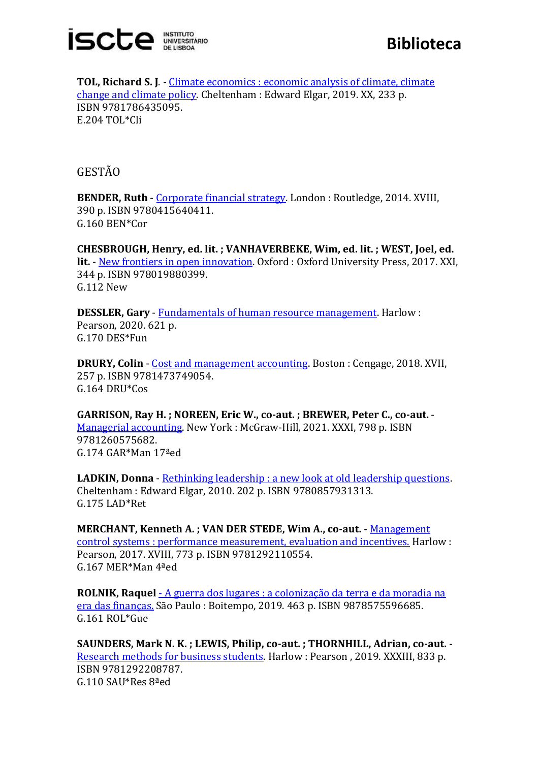**TOL, Richard S. J.** - Climate economics : economic analysis of climate, climate change and climate policy. Cheltenham : Edward Elgar, 2019. XX, 233 p. ISBN 9781786435095.
E.204 TOL*Cli

## GESTÃO

**BENDER, Ruth** - Corporate financial strategy. London : Routledge, 2014. XVIII, 390 p. ISBN 9780415640411.
G.160 BEN*Cor

**CHESBROUGH, Henry, ed. lit. ; VANHAVERBEKE, Wim, ed. lit. ; WEST, Joel, ed. lit.** - New frontiers in open innovation. Oxford : Oxford University Press, 2017. XXI, 344 p. ISBN 978019880399.
G.112 New

**DESSLER, Gary** - Fundamentals of human resource management. Harlow : Pearson, 2020. 621 p.
G.170 DES*Fun

**DRURY, Colin** - Cost and management accounting. Boston : Cengage, 2018. XVII, 257 p. ISBN 9781473749054.
G.164 DRU*Cos

**GARRISON, Ray H. ; NOREEN, Eric W., co-aut. ; BREWER, Peter C., co-aut.** - Managerial accounting. New York : McGraw-Hill, 2021. XXXI, 798 p. ISBN 9781260575682.
G.174 GAR*Man 17ªed

**LADKIN, Donna** - Rethinking leadership : a new look at old leadership questions. Cheltenham : Edward Elgar, 2010. 202 p. ISBN 9780857931313.
G.175 LAD*Ret

**MERCHANT, Kenneth A. ; VAN DER STEDE, Wim A., co-aut.** - Management control systems : performance measurement, evaluation and incentives. Harlow : Pearson, 2017. XVIII, 773 p. ISBN 9781292110554.
G.167 MER*Man 4ªed

**ROLNIK, Raquel** - A guerra dos lugares : a colonização da terra e da moradia na era das finanças. São Paulo : Boitempo, 2019. 463 p. ISBN 9878575596685.
G.161 ROL*Gue

**SAUNDERS, Mark N. K. ; LEWIS, Philip, co-aut. ; THORNHILL, Adrian, co-aut.** - Research methods for business students. Harlow : Pearson , 2019. XXXIII, 833 p. ISBN 9781292208787.
G.110 SAU*Res 8ªed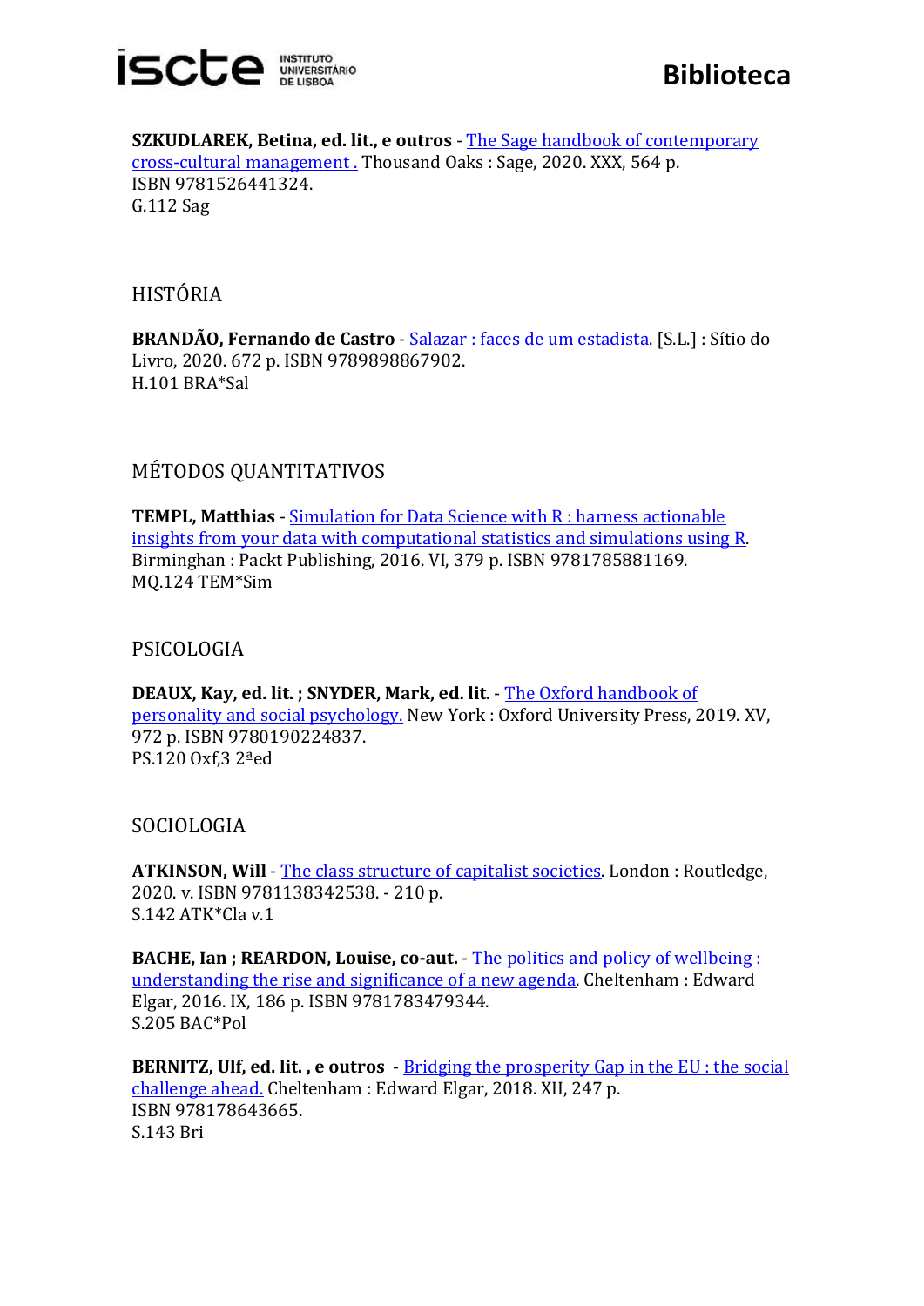**SZKUDLAREK, Betina, ed. lit., e outros** - The Sage handbook of contemporary cross-cultural management . Thousand Oaks : Sage, 2020. XXX, 564 p. ISBN 9781526441324.
G.112 Sag

## HISTÓRIA

**BRANDÃO, Fernando de Castro** - Salazar : faces de um estadista. [S.L.] : Sítio do Livro, 2020. 672 p. ISBN 9789898867902.
H.101 BRA*Sal

## MÉTODOS QUANTITATIVOS

**TEMPL, Matthias** - Simulation for Data Science with R : harness actionable insights from your data with computational statistics and simulations using R. Birminghan : Packt Publishing, 2016. VI, 379 p. ISBN 9781785881169.
MQ.124 TEM*Sim

## PSICOLOGIA

**DEAUX, Kay, ed. lit. ; SNYDER, Mark, ed. lit**. - The Oxford handbook of personality and social psychology. New York : Oxford University Press, 2019. XV, 972 p. ISBN 9780190224837.
PS.120 Oxf,3 2ªed

## SOCIOLOGIA

**ATKINSON, Will** - The class structure of capitalist societies. London : Routledge, 2020. v. ISBN 9781138342538. - 210 p.
S.142 ATK*Cla v.1

**BACHE, Ian ; REARDON, Louise, co-aut.** - The politics and policy of wellbeing : understanding the rise and significance of a new agenda. Cheltenham : Edward Elgar, 2016. IX, 186 p. ISBN 9781783479344.
S.205 BAC*Pol

**BERNITZ, Ulf, ed. lit. , e outros** - Bridging the prosperity Gap in the EU : the social challenge ahead. Cheltenham : Edward Elgar, 2018. XII, 247 p. ISBN 978178643665.
S.143 Bri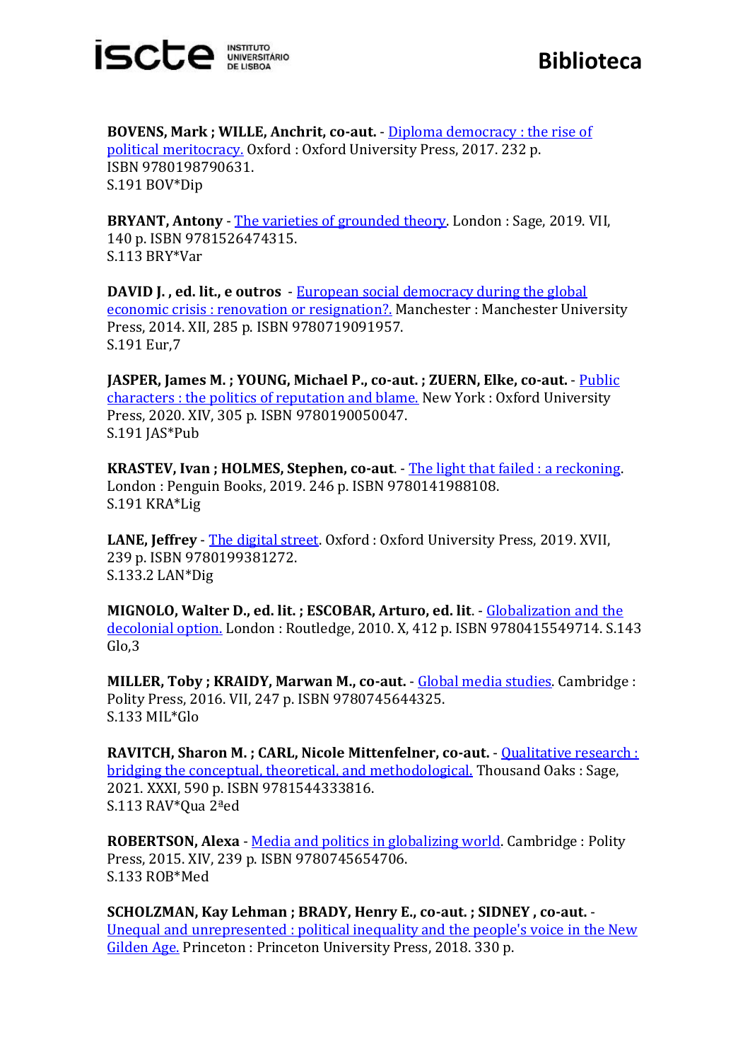**BOVENS, Mark ; WILLE, Anchrit, co-aut.** - Diploma democracy : the rise of political meritocracy. Oxford : Oxford University Press, 2017. 232 p. ISBN 9780198790631.
S.191 BOV*Dip

**BRYANT, Antony** - The varieties of grounded theory. London : Sage, 2019. VII, 140 p. ISBN 9781526474315.
S.113 BRY*Var

**DAVID J. , ed. lit., e outros** - European social democracy during the global economic crisis : renovation or resignation?. Manchester : Manchester University Press, 2014. XII, 285 p. ISBN 9780719091957.
S.191 Eur,7

**JASPER, James M. ; YOUNG, Michael P., co-aut. ; ZUERN, Elke, co-aut.** - Public characters : the politics of reputation and blame. New York : Oxford University Press, 2020. XIV, 305 p. ISBN 9780190050047.
S.191 JAS*Pub

**KRASTEV, Ivan ; HOLMES, Stephen, co-aut**. - The light that failed : a reckoning. London : Penguin Books, 2019. 246 p. ISBN 9780141988108.
S.191 KRA*Lig

**LANE, Jeffrey** - The digital street. Oxford : Oxford University Press, 2019. XVII, 239 p. ISBN 9780199381272.
S.133.2 LAN*Dig

**MIGNOLO, Walter D., ed. lit. ; ESCOBAR, Arturo, ed. lit**. - Globalization and the decolonial option. London : Routledge, 2010. X, 412 p. ISBN 9780415549714. S.143 Glo,3

**MILLER, Toby ; KRAIDY, Marwan M., co-aut.** - Global media studies. Cambridge : Polity Press, 2016. VII, 247 p. ISBN 9780745644325.
S.133 MIL*Glo

**RAVITCH, Sharon M. ; CARL, Nicole Mittenfelner, co-aut.** - Qualitative research : bridging the conceptual, theoretical, and methodological. Thousand Oaks : Sage, 2021. XXXI, 590 p. ISBN 9781544333816.
S.113 RAV*Qua 2ªed

**ROBERTSON, Alexa** - Media and politics in globalizing world. Cambridge : Polity Press, 2015. XIV, 239 p. ISBN 9780745654706.
S.133 ROB*Med

**SCHOLZMAN, Kay Lehman ; BRADY, Henry E., co-aut. ; SIDNEY , co-aut.** - Unequal and unrepresented : political inequality and the people's voice in the New Gilden Age. Princeton : Princeton University Press, 2018. 330 p.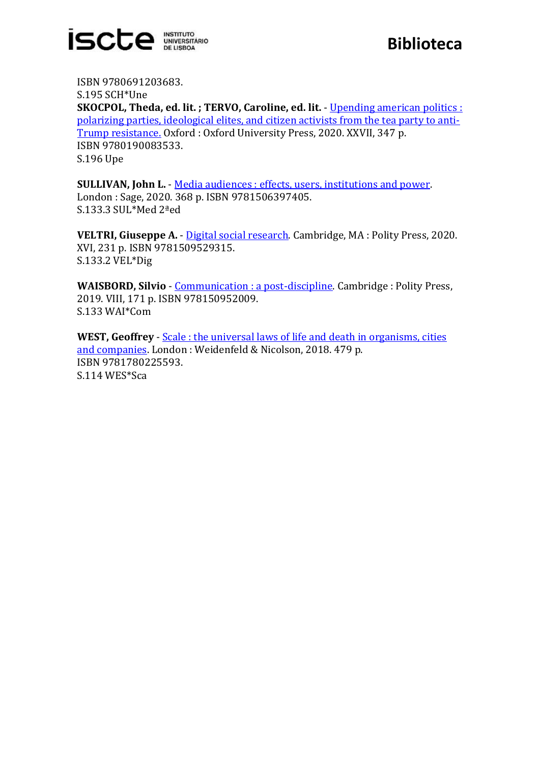ISBN 9780691203683.
S.195 SCH*Une

**SKOCPOL, Theda, ed. lit. ; TERVO, Caroline, ed. lit.** - Upending american politics : polarizing parties, ideological elites, and citizen activists from the tea party to anti-Trump resistance. Oxford : Oxford University Press, 2020. XXVII, 347 p.
ISBN 9780190083533.
S.196 Upe

**SULLIVAN, John L.** - Media audiences : effects, users, institutions and power. London : Sage, 2020. 368 p. ISBN 9781506397405.
S.133.3 SUL*Med 2ªed

**VELTRI, Giuseppe A.** - Digital social research. Cambridge, MA : Polity Press, 2020. XVI, 231 p. ISBN 9781509529315.
S.133.2 VEL*Dig

**WAISBORD, Silvio** - Communication : a post-discipline. Cambridge : Polity Press, 2019. VIII, 171 p. ISBN 978150952009.
S.133 WAI*Com

**WEST, Geoffrey** - Scale : the universal laws of life and death in organisms, cities and companies. London : Weidenfeld & Nicolson, 2018. 479 p.
ISBN 9781780225593.
S.114 WES*Sca